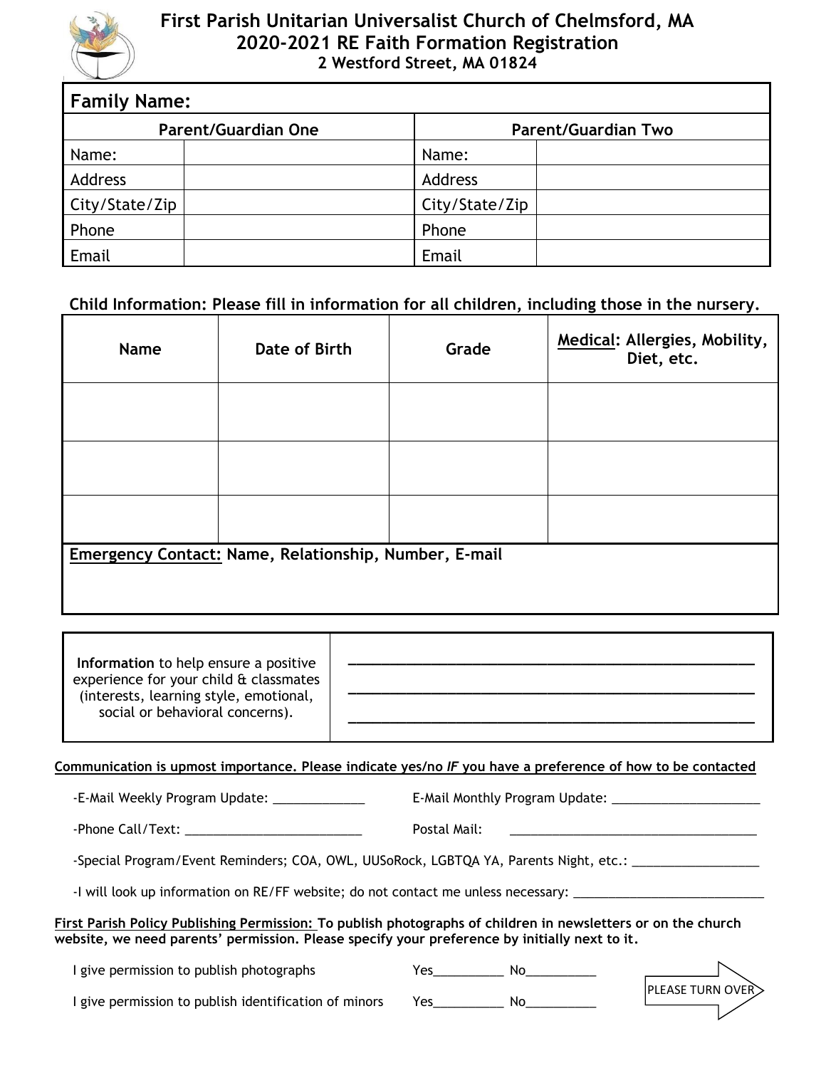# First Parish Unitarian Universalist Church of Chelmsford, MA
## 2020-2021 RE Faith Formation Registration
### 2 Westford Street, MA 01824

**Family Name:**

| Parent/Guardian One | | Parent/Guardian Two | |
|---|---|---|---|
| Name: | | Name: | |
| Address | | Address | |
| City/State/Zip | | City/State/Zip | |
| Phone | | Phone | |
| Email | | Email | |

**Child Information: Please fill in information for all children, including those in the nursery.**

| Name | Date of Birth | Grade | Medical: Allergies, Mobility, Diet, etc. |
|---|---|---|---|
| | | | |
| | | | |
| | | | |

**Emergency Contact: Name, Relationship, Number, E-mail**

| **Information** to help ensure a positive experience for your child & classmates (interests, learning style, emotional, social or behavioral concerns). | ____________________________________________ ____________________________________________ ____________________________________________ |
|---|---|

**Communication is upmost importance. Please indicate yes/no *IF* you have a preference of how to be contacted**

-E-Mail Weekly Program Update: _____________ E-Mail Monthly Program Update: _____________________

-Phone Call/Text: _________________________ Postal Mail: ___________________________________

-Special Program/Event Reminders; COA, OWL, UUSoRock, LGBTQA YA, Parents Night, etc.: __________________

-I will look up information on RE/FF website; do not contact me unless necessary: ___________________________

**First Parish Policy Publishing Permission: To publish photographs of children in newsletters or on the church website, we need parents' permission. Please specify your preference by initially next to it.**

I give permission to publish photographs Yes__________ No__________

I give permission to publish identification of minors Yes__________ No__________

PLEASE TURN OVER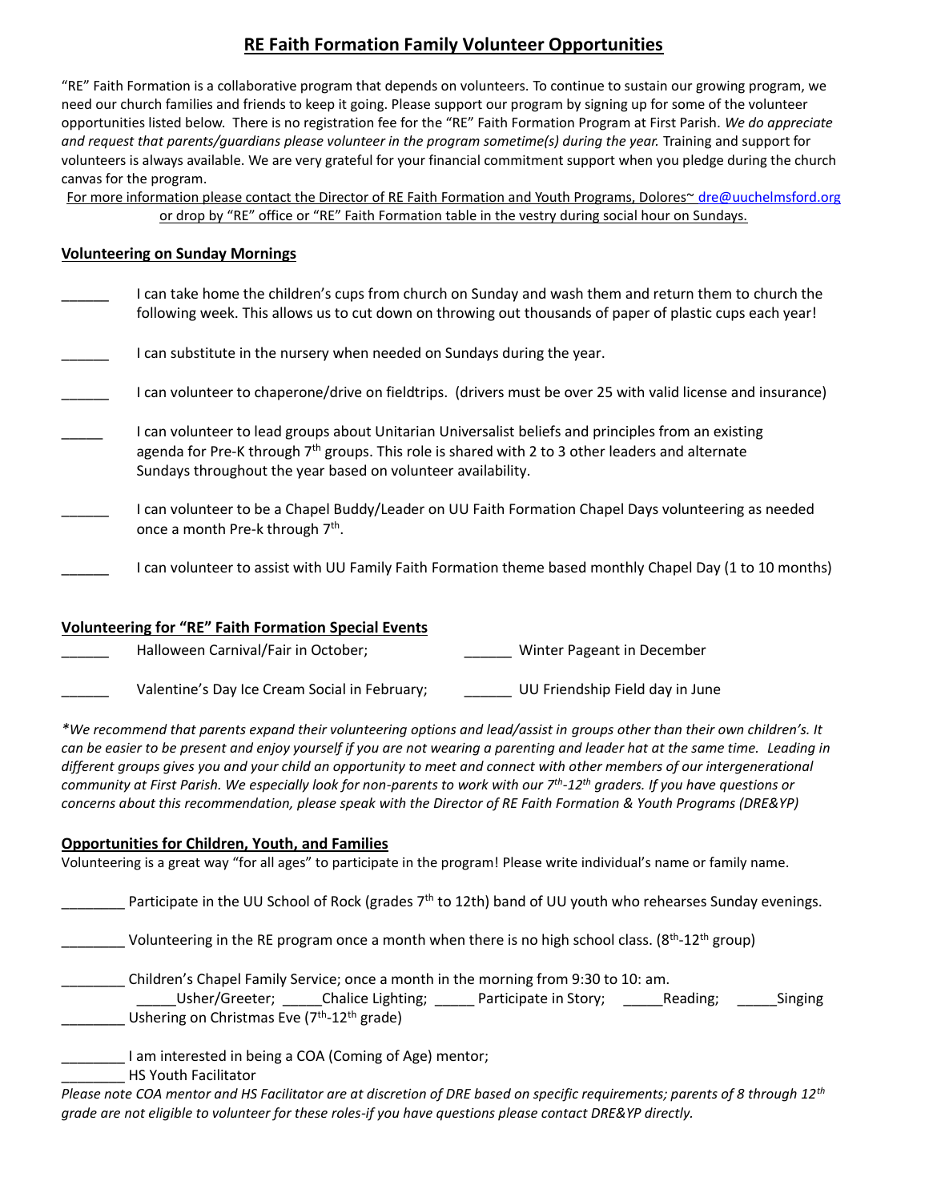# RE Faith Formation Family Volunteer Opportunities

"RE" Faith Formation is a collaborative program that depends on volunteers. To continue to sustain our growing program, we need our church families and friends to keep it going. Please support our program by signing up for some of the volunteer opportunities listed below. There is no registration fee for the "RE" Faith Formation Program at First Parish. *We do appreciate and request that parents/guardians please volunteer in the program sometime(s) during the year.* Training and support for volunteers is always available. We are very grateful for your financial commitment support when you pledge during the church canvas for the program.

For more information please contact the Director of RE Faith Formation and Youth Programs, Dolores~ dre@uuchelmsford.org or drop by "RE" office or "RE" Faith Formation table in the vestry during social hour on Sundays.

## Volunteering on Sunday Mornings

______ I can take home the children's cups from church on Sunday and wash them and return them to church the following week. This allows us to cut down on throwing out thousands of paper of plastic cups each year!

______ I can substitute in the nursery when needed on Sundays during the year.

______ I can volunteer to chaperone/drive on fieldtrips. (drivers must be over 25 with valid license and insurance)

_____ I can volunteer to lead groups about Unitarian Universalist beliefs and principles from an existing agenda for Pre-K through 7th groups. This role is shared with 2 to 3 other leaders and alternate Sundays throughout the year based on volunteer availability.

______ I can volunteer to be a Chapel Buddy/Leader on UU Faith Formation Chapel Days volunteering as needed once a month Pre-k through 7th.

______ I can volunteer to assist with UU Family Faith Formation theme based monthly Chapel Day (1 to 10 months)

## Volunteering for "RE" Faith Formation Special Events

______ Halloween Carnival/Fair in October;

______ Winter Pageant in December

______ Valentine's Day Ice Cream Social in February;

______ UU Friendship Field day in June

*\*We recommend that parents expand their volunteering options and lead/assist in groups other than their own children's. It can be easier to be present and enjoy yourself if you are not wearing a parenting and leader hat at the same time. Leading in different groups gives you and your child an opportunity to meet and connect with other members of our intergenerational community at First Parish. We especially look for non-parents to work with our 7th-12th graders. If you have questions or concerns about this recommendation, please speak with the Director of RE Faith Formation & Youth Programs (DRE&YP)*

## Opportunities for Children, Youth, and Families

Volunteering is a great way "for all ages" to participate in the program! Please write individual's name or family name.

________ Participate in the UU School of Rock (grades 7th to 12th) band of UU youth who rehearses Sunday evenings.

________ Volunteering in the RE program once a month when there is no high school class. (8th-12th group)

________ Children's Chapel Family Service; once a month in the morning from 9:30 to 10: am.
_____Usher/Greeter; _____Chalice Lighting; _____ Participate in Story; _____Reading; _____Singing

________ Ushering on Christmas Eve (7th-12th grade)

________ I am interested in being a COA (Coming of Age) mentor;

________ HS Youth Facilitator

*Please note COA mentor and HS Facilitator are at discretion of DRE based on specific requirements; parents of 8 through 12th grade are not eligible to volunteer for these roles-if you have questions please contact DRE&YP directly.*